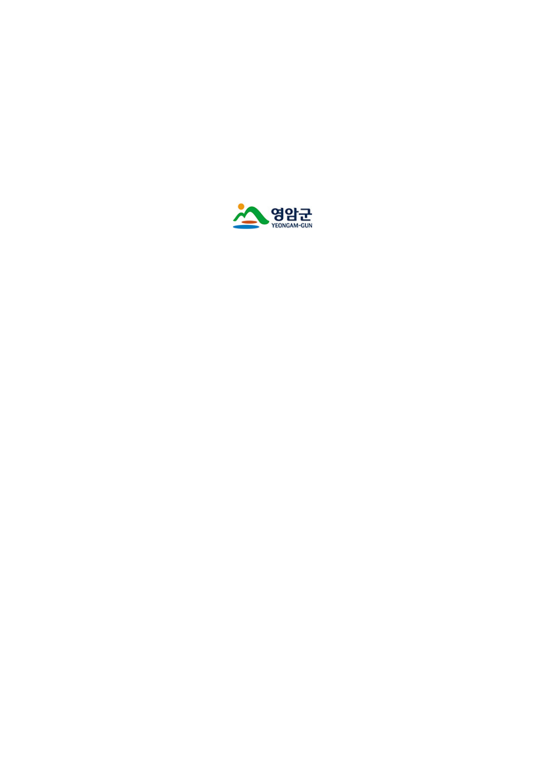영암군

YEONGAM-GUN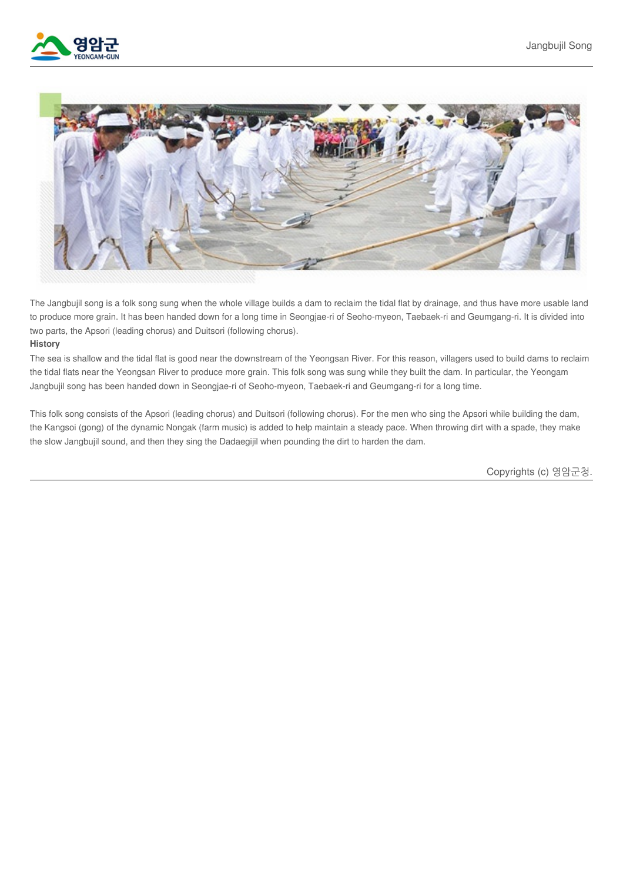The Jangbujil song is a folk song sung when the whole village builds a dam to reclaim the tidal flat by drainage, and thus have more usable land to produce more grain. It has been handed down for a long time in Seongjae-ri of Seoho-myeon, Taebaek-ri and Geumgang-ri. It is divided into two parts, the Apsori (leading chorus) and Duitsori (following chorus).

**History**

The sea is shallow and the tidal flat is good near the downstream of the Yeongsan River. For this reason, villagers used to build dams to reclaim the tidal flats near the Yeongsan River to produce more grain. This folk song was sung while they built the dam. In particular, the Yeongam Jangbujil song has been handed down in Seongjae-ri of Seoho-myeon, Taebaek-ri and Geumgang-ri for a long time.

This folk song consists of the Apsori (leading chorus) and Duitsori (following chorus). For the men who sing the Apsori while building the dam, the Kangsoi (gong) of the dynamic Nongak (farm music) is added to help maintain a steady pace. When throwing dirt with a spade, they make the slow Jangbujil sound, and then they sing the Dadaegijil when pounding the dirt to harden the dam.

Copyrights (c) 영암군청.